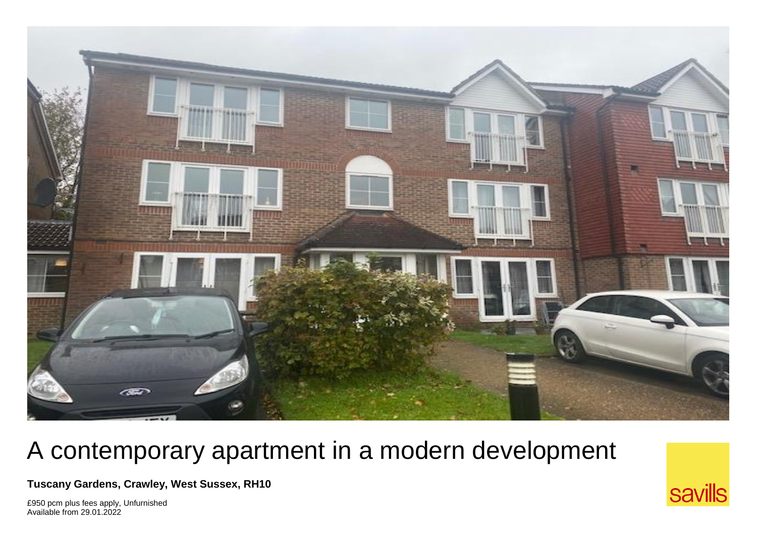# A contemporary apartment in a modern development

**Tuscany Gardens, Crawley, West Sussex, RH10**

£950 pcm plus fees apply, Unfurnished
Available from 29.01.2022

savills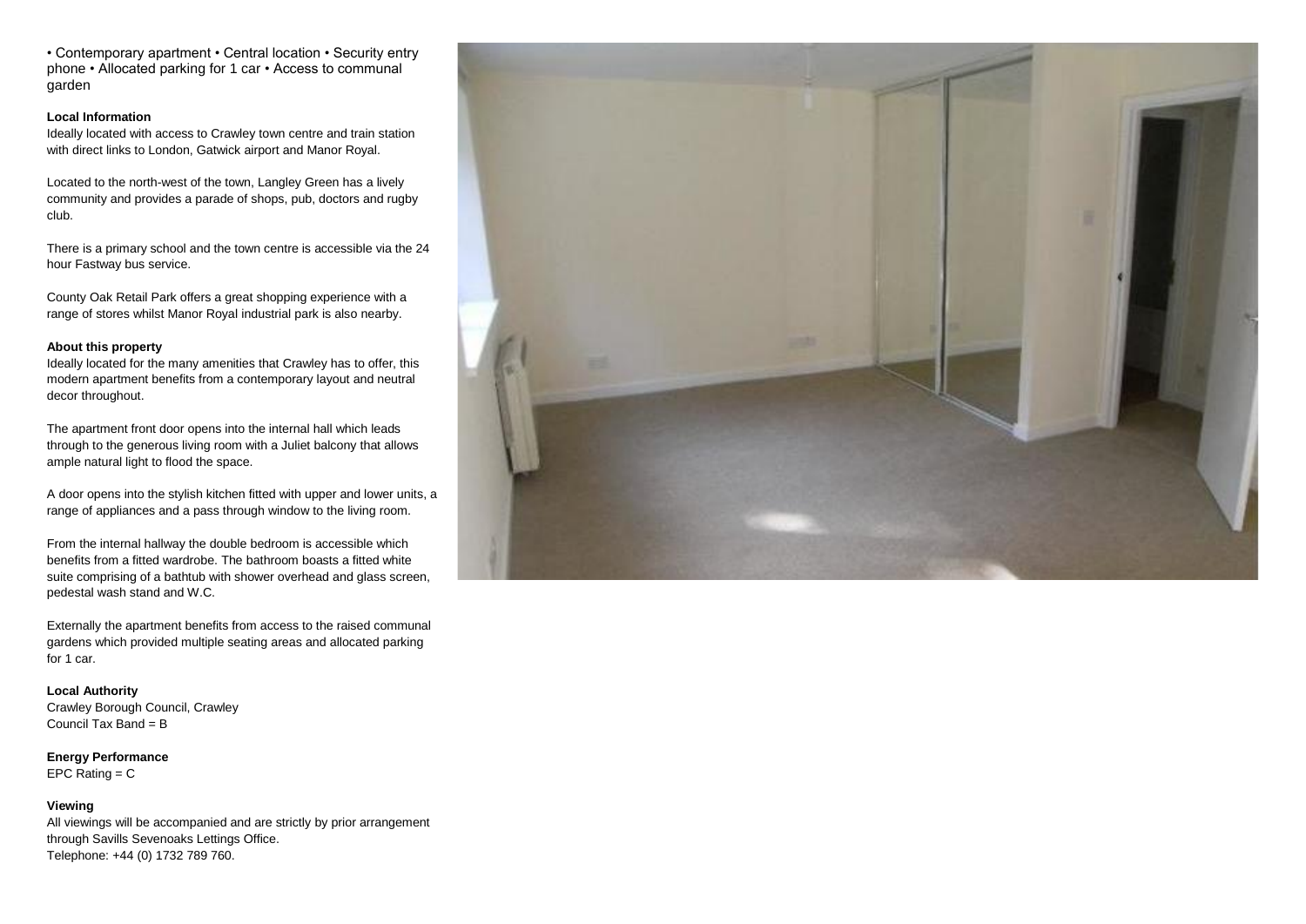• Contemporary apartment • Central location • Security entry phone • Allocated parking for 1 car • Access to communal garden

**Local Information**

Ideally located with access to Crawley town centre and train station with direct links to London, Gatwick airport and Manor Royal.

Located to the north-west of the town, Langley Green has a lively community and provides a parade of shops, pub, doctors and rugby club.

There is a primary school and the town centre is accessible via the 24 hour Fastway bus service.

County Oak Retail Park offers a great shopping experience with a range of stores whilst Manor Royal industrial park is also nearby.

**About this property**

Ideally located for the many amenities that Crawley has to offer, this modern apartment benefits from a contemporary layout and neutral decor throughout.

The apartment front door opens into the internal hall which leads through to the generous living room with a Juliet balcony that allows ample natural light to flood the space.

A door opens into the stylish kitchen fitted with upper and lower units, a range of appliances and a pass through window to the living room.

From the internal hallway the double bedroom is accessible which benefits from a fitted wardrobe. The bathroom boasts a fitted white suite comprising of a bathtub with shower overhead and glass screen, pedestal wash stand and W.C.

Externally the apartment benefits from access to the raised communal gardens which provided multiple seating areas and allocated parking for 1 car.

**Local Authority**

Crawley Borough Council, Crawley
Council Tax Band = B

**Energy Performance**

EPC Rating = C

**Viewing**

All viewings will be accompanied and are strictly by prior arrangement through Savills Sevenoaks Lettings Office.
Telephone: +44 (0) 1732 789 760.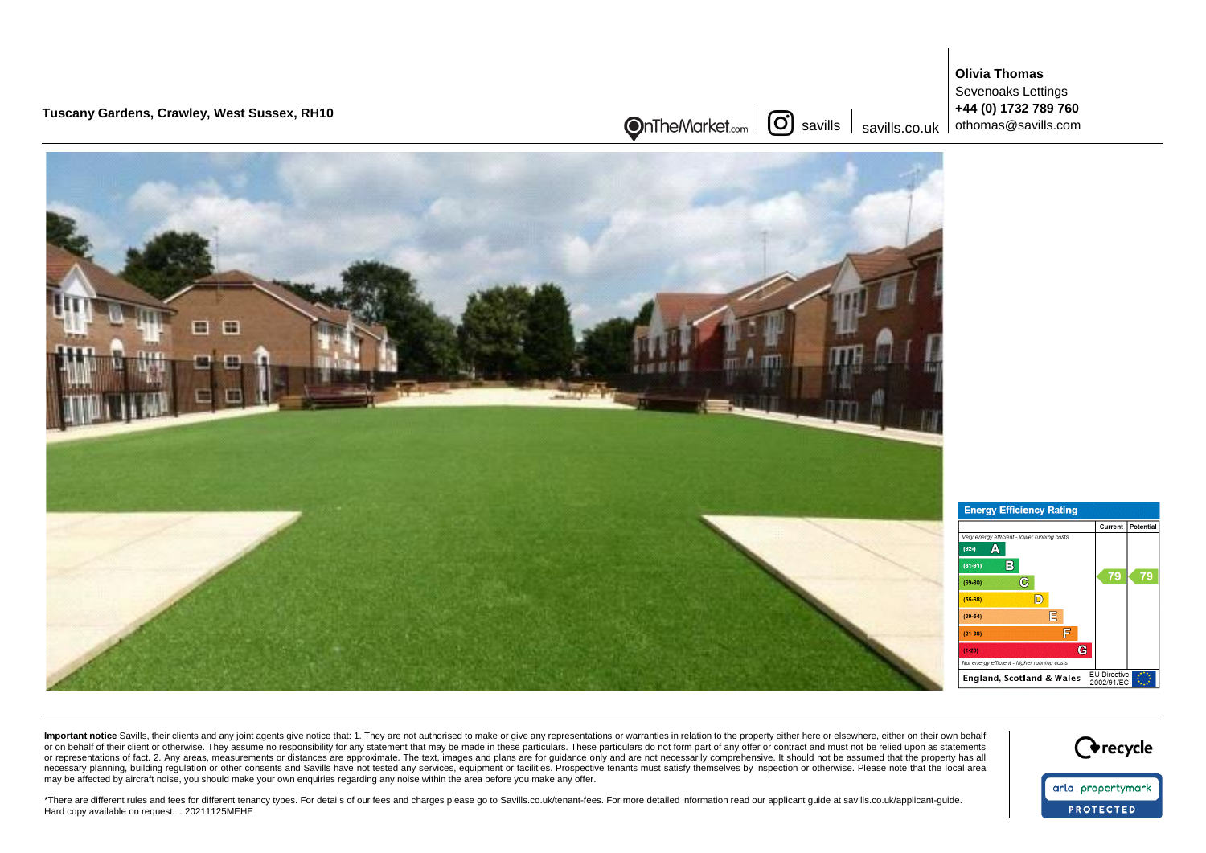**Tuscany Gardens, Crawley, West Sussex, RH10**

OnTheMarket.com | savills | savills.co.uk

**Olivia Thomas**
Sevenoaks Lettings
**+44 (0) 1732 789 760**
othomas@savills.com

**Energy Efficiency Rating**

Current: 79
Potential: 79

Very energy efficient - lower running costs
(92+) A
(81-91) B
(69-80) C
(55-68) D
(39-54) E
(21-38) F
(1-20) G
Not energy efficient - higher running costs
England, Scotland & Wales
EU Directive 2002/91/EC

**Important notice** Savills, their clients and any joint agents give notice that: 1. They are not authorised to make or give any representations or warranties in relation to the property either here or elsewhere, either on their own behalf or on behalf of their client or otherwise. They assume no responsibility for any statement that may be made in these particulars. These particulars do not form part of any offer or contract and must not be relied upon as statements or representations of fact. 2. Any areas, measurements or distances are approximate. The text, images and plans are for guidance only and are not necessarily comprehensive. It should not be assumed that the property has all necessary planning, building regulation or other consents and Savills have not tested any services, equipment or facilities. Prospective tenants must satisfy themselves by inspection or otherwise. Please note that the local area may be affected by aircraft noise, you should make your own enquiries regarding any noise within the area before you make any offer.

*There are different rules and fees for different tenancy types. For details of our fees and charges please go to Savills.co.uk/tenant-fees. For more detailed information read our applicant guide at savills.co.uk/applicant-guide. Hard copy available on request. . 20211125MEHE

recycle

arla | propertymark PROTECTED